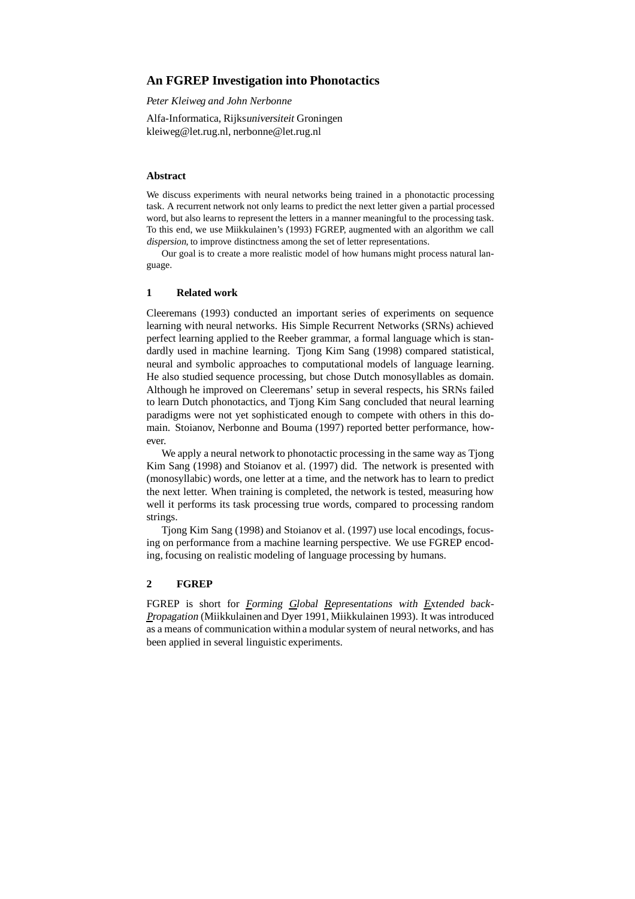# An FGREP Investigation into Phonotactics

*Peter Kleiweg and John Nerbonne*

Alfa-Informatica, Rijks*universiteit* Groningen
kleiweg@let.rug.nl, nerbonne@let.rug.nl

### Abstract

We discuss experiments with neural networks being trained in a phonotactic processing task. A recurrent network not only learns to predict the next letter given a partial processed word, but also learns to represent the letters in a manner meaningful to the processing task. To this end, we use Miikkulainen's (1993) FGREP, augmented with an algorithm we call *dispersion*, to improve distinctness among the set of letter representations.

Our goal is to create a more realistic model of how humans might process natural language.

## 1 Related work

Cleeremans (1993) conducted an important series of experiments on sequence learning with neural networks. His Simple Recurrent Networks (SRNs) achieved perfect learning applied to the Reeber grammar, a formal language which is standardly used in machine learning. Tjong Kim Sang (1998) compared statistical, neural and symbolic approaches to computational models of language learning. He also studied sequence processing, but chose Dutch monosyllables as domain. Although he improved on Cleeremans' setup in several respects, his SRNs failed to learn Dutch phonotactics, and Tjong Kim Sang concluded that neural learning paradigms were not yet sophisticated enough to compete with others in this domain. Stoianov, Nerbonne and Bouma (1997) reported better performance, however.

We apply a neural network to phonotactic processing in the same way as Tjong Kim Sang (1998) and Stoianov et al. (1997) did. The network is presented with (monosyllabic) words, one letter at a time, and the network has to learn to predict the next letter. When training is completed, the network is tested, measuring how well it performs its task processing true words, compared to processing random strings.

Tjong Kim Sang (1998) and Stoianov et al. (1997) use local encodings, focusing on performance from a machine learning perspective. We use FGREP encoding, focusing on realistic modeling of language processing by humans.

## 2 FGREP

FGREP is short for *Forming Global Representations with Extended back-Propagation* (Miikkulainen and Dyer 1991, Miikkulainen 1993). It was introduced as a means of communication within a modular system of neural networks, and has been applied in several linguistic experiments.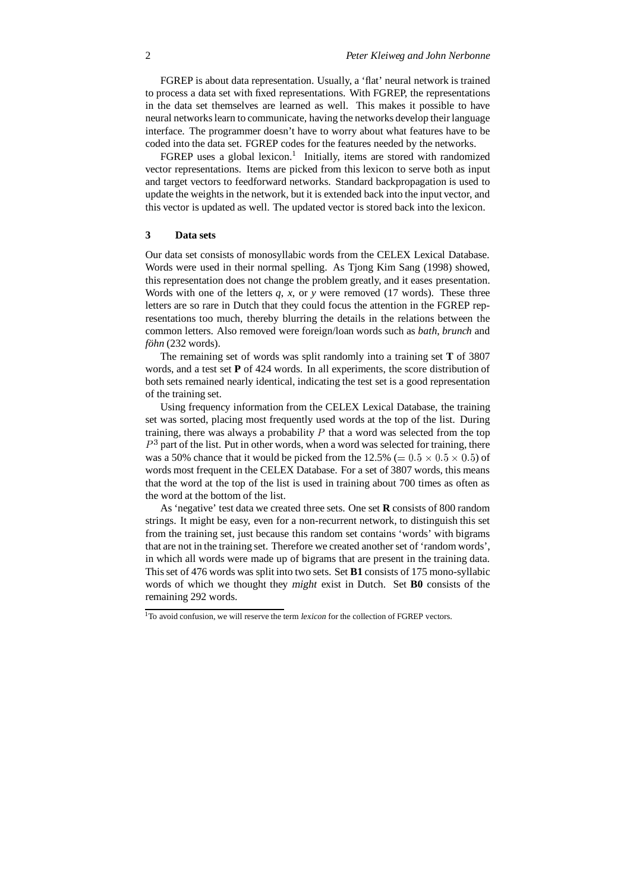FGREP is about data representation. Usually, a 'flat' neural network is trained to process a data set with fixed representations. With FGREP, the representations in the data set themselves are learned as well. This makes it possible to have neural networks learn to communicate, having the networks develop their language interface. The programmer doesn't have to worry about what features have to be coded into the data set. FGREP codes for the features needed by the networks.

FGREP uses a global lexicon.[1] Initially, items are stored with randomized vector representations. Items are picked from this lexicon to serve both as input and target vectors to feedforward networks. Standard backpropagation is used to update the weights in the network, but it is extended back into the input vector, and this vector is updated as well. The updated vector is stored back into the lexicon.

## 3 Data sets

Our data set consists of monosyllabic words from the CELEX Lexical Database. Words were used in their normal spelling. As Tjong Kim Sang (1998) showed, this representation does not change the problem greatly, and it eases presentation. Words with one of the letters *q*, *x*, or *y* were removed (17 words). These three letters are so rare in Dutch that they could focus the attention in the FGREP representations too much, thereby blurring the details in the relations between the common letters. Also removed were foreign/loan words such as *bath*, *brunch* and *föhn* (232 words).

The remaining set of words was split randomly into a training set **T** of 3807 words, and a test set **P** of 424 words. In all experiments, the score distribution of both sets remained nearly identical, indicating the test set is a good representation of the training set.

Using frequency information from the CELEX Lexical Database, the training set was sorted, placing most frequently used words at the top of the list. During training, there was always a probability $P$ that a word was selected from the top $P^3$ part of the list. Put in other words, when a word was selected for training, there was a 50% chance that it would be picked from the 12.5% ($= 0.5 \times 0.5 \times 0.5$) of words most frequent in the CELEX Database. For a set of 3807 words, this means that the word at the top of the list is used in training about 700 times as often as the word at the bottom of the list.

As 'negative' test data we created three sets. One set **R** consists of 800 random strings. It might be easy, even for a non-recurrent network, to distinguish this set from the training set, just because this random set contains 'words' with bigrams that are not in the training set. Therefore we created another set of 'random words', in which all words were made up of bigrams that are present in the training data. This set of 476 words was split into two sets. Set **B1** consists of 175 mono-syllabic words of which we thought they *might* exist in Dutch. Set **B0** consists of the remaining 292 words.

[1] To avoid confusion, we will reserve the term *lexicon* for the collection of FGREP vectors.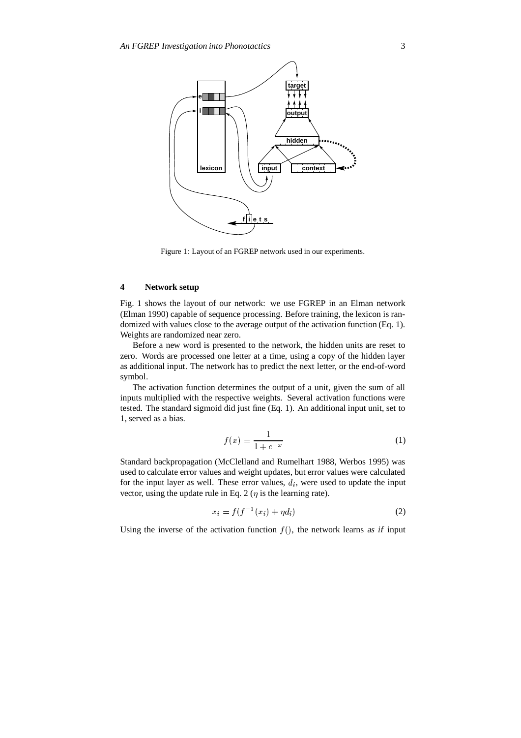Figure 1: Layout of an FGREP network used in our experiments.

## 4 Network setup

Fig. 1 shows the layout of our network: we use FGREP in an Elman network (Elman 1990) capable of sequence processing. Before training, the lexicon is randomized with values close to the average output of the activation function (Eq. 1). Weights are randomized near zero.

Before a new word is presented to the network, the hidden units are reset to zero. Words are processed one letter at a time, using a copy of the hidden layer as additional input. The network has to predict the next letter, or the end-of-word symbol.

The activation function determines the output of a unit, given the sum of all inputs multiplied with the respective weights. Several activation functions were tested. The standard sigmoid did just fine (Eq. 1). An additional input unit, set to 1, served as a bias.

$$f(x) = \frac{1}{1 + e^{-x}} \tag{1}$$

Standard backpropagation (McClelland and Rumelhart 1988, Werbos 1995) was used to calculate error values and weight updates, but error values were calculated for the input layer as well. These error values, $d_i$, were used to update the input vector, using the update rule in Eq. 2 ($\eta$ is the learning rate).

$$x_i = f(f^{-1}(x_i) + \eta d_i) \tag{2}$$

Using the inverse of the activation function $f()$, the network learns *as if* input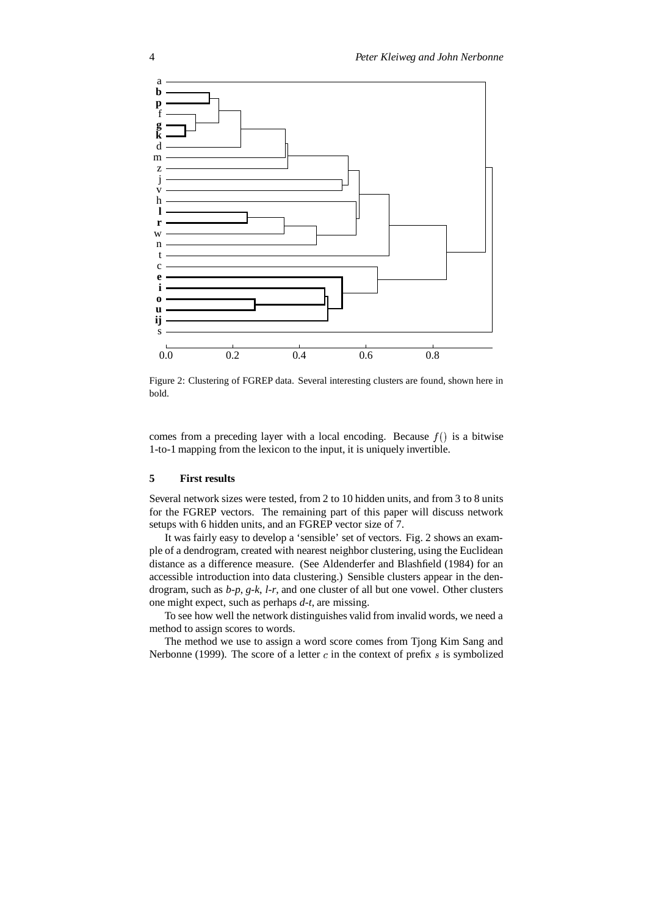Figure 2: Clustering of FGREP data. Several interesting clusters are found, shown here in bold.

comes from a preceding layer with a local encoding. Because $f()$ is a bitwise 1-to-1 mapping from the lexicon to the input, it is uniquely invertible.

## 5 First results

Several network sizes were tested, from 2 to 10 hidden units, and from 3 to 8 units for the FGREP vectors. The remaining part of this paper will discuss network setups with 6 hidden units, and an FGREP vector size of 7.

It was fairly easy to develop a 'sensible' set of vectors. Fig. 2 shows an example of a dendrogram, created with nearest neighbor clustering, using the Euclidean distance as a difference measure. (See Aldenderfer and Blashfield (1984) for an accessible introduction into data clustering.) Sensible clusters appear in the dendrogram, such as *b-p*, *g-k*, *l-r*, and one cluster of all but one vowel. Other clusters one might expect, such as perhaps *d-t*, are missing.

To see how well the network distinguishes valid from invalid words, we need a method to assign scores to words.

The method we use to assign a word score comes from Tjong Kim Sang and Nerbonne (1999). The score of a letter $c$ in the context of prefix $s$ is symbolized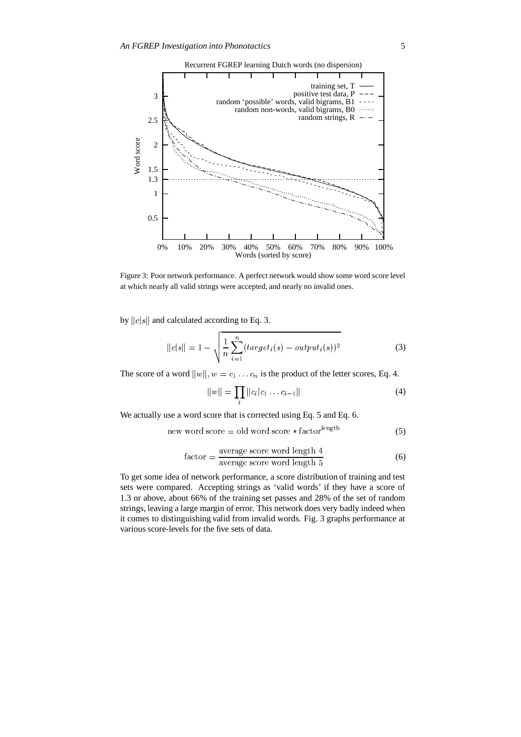Figure 3: Poor network performance. A perfect network would show some word score level at which nearly all valid strings were accepted, and nearly no invalid ones.

by $\|c|s\|$ and calculated according to Eq. 3.

$$\|c|s\| = 1 - \sqrt{\frac{1}{n}\sum_{i=1}^{n}(target_i(s) - output_i(s))^2} \tag{3}$$

The score of a word $\|w\|, w = c_1 \ldots c_n$ is the product of the letter scores, Eq. 4.

$$\|w\| = \prod_i \|c_i|c_1 \ldots c_{i-1}\| \tag{4}$$

We actually use a word score that is corrected using Eq. 5 and Eq. 6.

$$\text{new word score} = \text{old word score} * \text{factor}^{\text{length}} \tag{5}$$

$$\text{factor} = \frac{\text{average score word length 4}}{\text{average score word length 5}} \tag{6}$$

To get some idea of network performance, a score distribution of training and test sets were compared. Accepting strings as 'valid words' if they have a score of 1.3 or above, about 66% of the training set passes and 28% of the set of random strings, leaving a large margin of error. This network does very badly indeed when it comes to distinguishing valid from invalid words. Fig. 3 graphs performance at various score-levels for the five sets of data.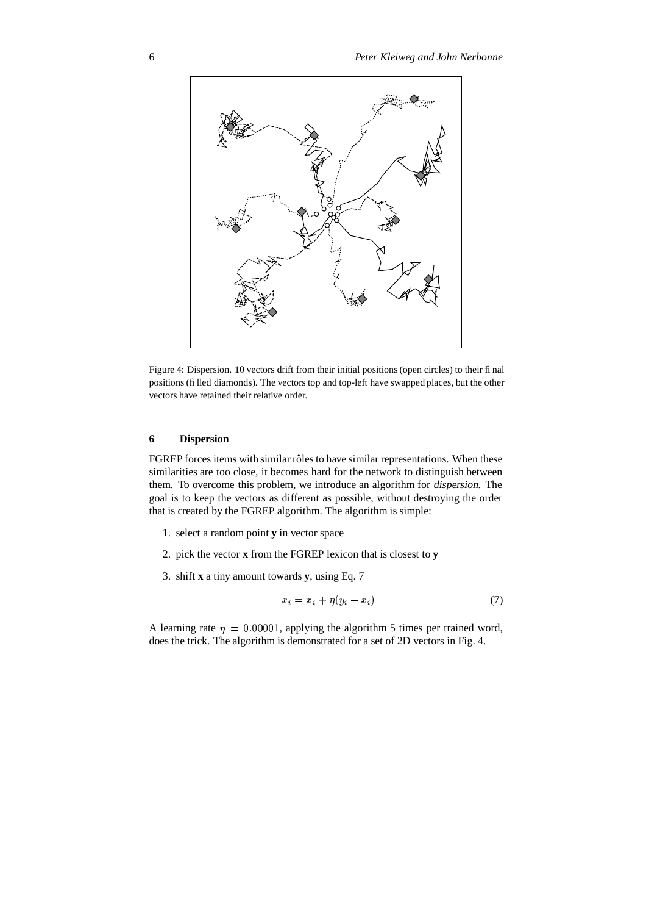Figure 4: Dispersion. 10 vectors drift from their initial positions (open circles) to their final positions (filled diamonds). The vectors top and top-left have swapped places, but the other vectors have retained their relative order.

## 6 Dispersion

FGREP forces items with similar rôles to have similar representations. When these similarities are too close, it becomes hard for the network to distinguish between them. To overcome this problem, we introduce an algorithm for *dispersion*. The goal is to keep the vectors as different as possible, without destroying the order that is created by the FGREP algorithm. The algorithm is simple:

1. select a random point **y** in vector space
2. pick the vector **x** from the FGREP lexicon that is closest to **y**
3. shift **x** a tiny amount towards **y**, using Eq. 7

$$x_i = x_i + \eta(y_i - x_i) \tag{7}$$

A learning rate $\eta = 0.00001$, applying the algorithm 5 times per trained word, does the trick. The algorithm is demonstrated for a set of 2D vectors in Fig. 4.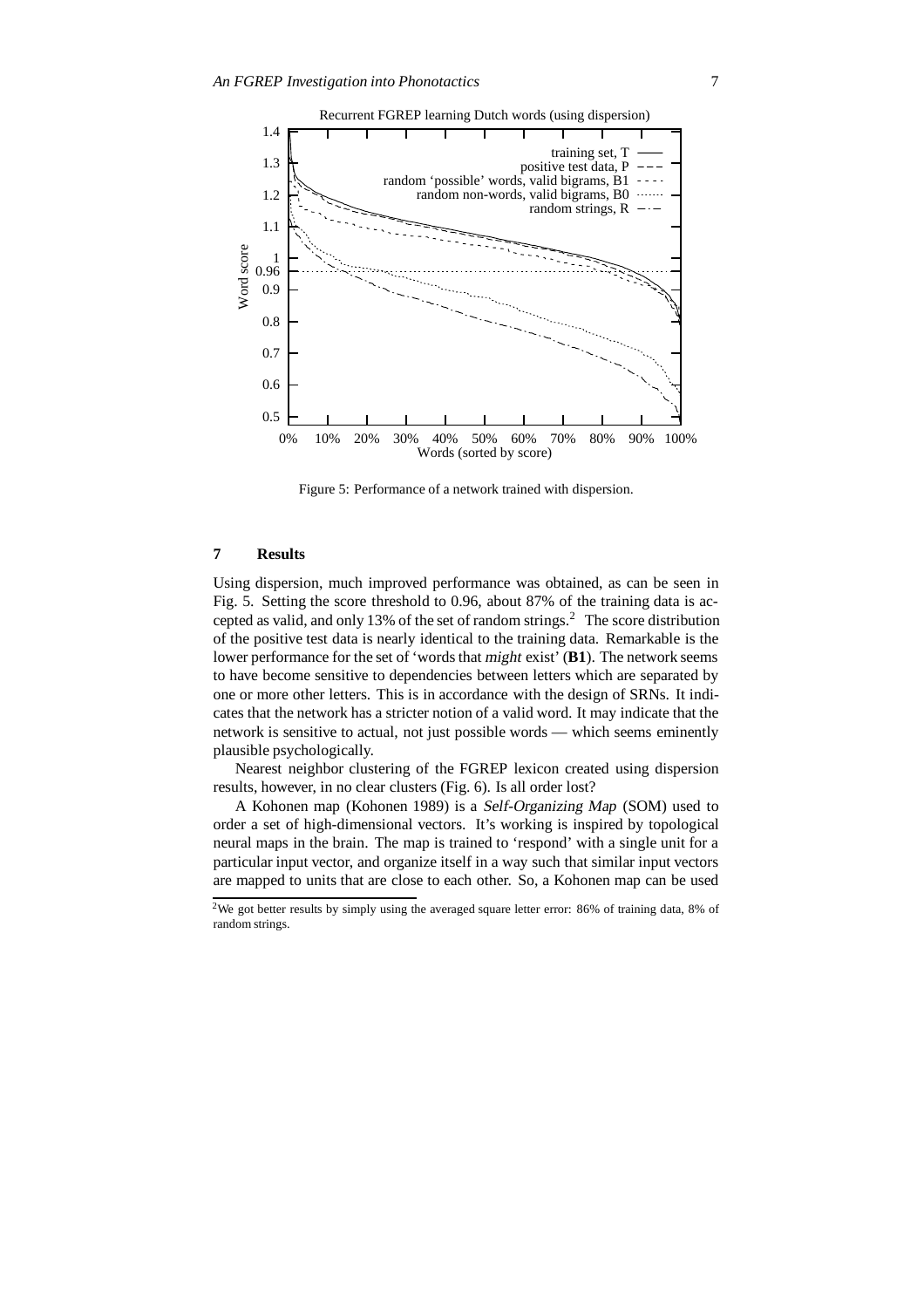Figure 5: Performance of a network trained with dispersion.

## 7 Results

Using dispersion, much improved performance was obtained, as can be seen in Fig. 5. Setting the score threshold to 0.96, about 87% of the training data is accepted as valid, and only 13% of the set of random strings.[2] The score distribution of the positive test data is nearly identical to the training data. Remarkable is the lower performance for the set of 'words that *might* exist' (**B1**). The network seems to have become sensitive to dependencies between letters which are separated by one or more other letters. This is in accordance with the design of SRNs. It indicates that the network has a stricter notion of a valid word. It may indicate that the network is sensitive to actual, not just possible words — which seems eminently plausible psychologically.

Nearest neighbor clustering of the FGREP lexicon created using dispersion results, however, in no clear clusters (Fig. 6). Is all order lost?

A Kohonen map (Kohonen 1989) is a *Self-Organizing Map* (SOM) used to order a set of high-dimensional vectors. It's working is inspired by topological neural maps in the brain. The map is trained to 'respond' with a single unit for a particular input vector, and organize itself in a way such that similar input vectors are mapped to units that are close to each other. So, a Kohonen map can be used

[2] We got better results by simply using the averaged square letter error: 86% of training data, 8% of random strings.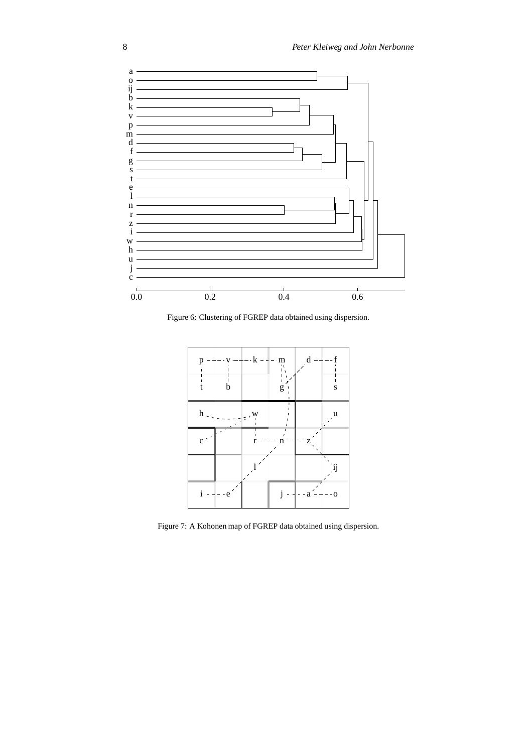Figure 6: Clustering of FGREP data obtained using dispersion.

Figure 7: A Kohonen map of FGREP data obtained using dispersion.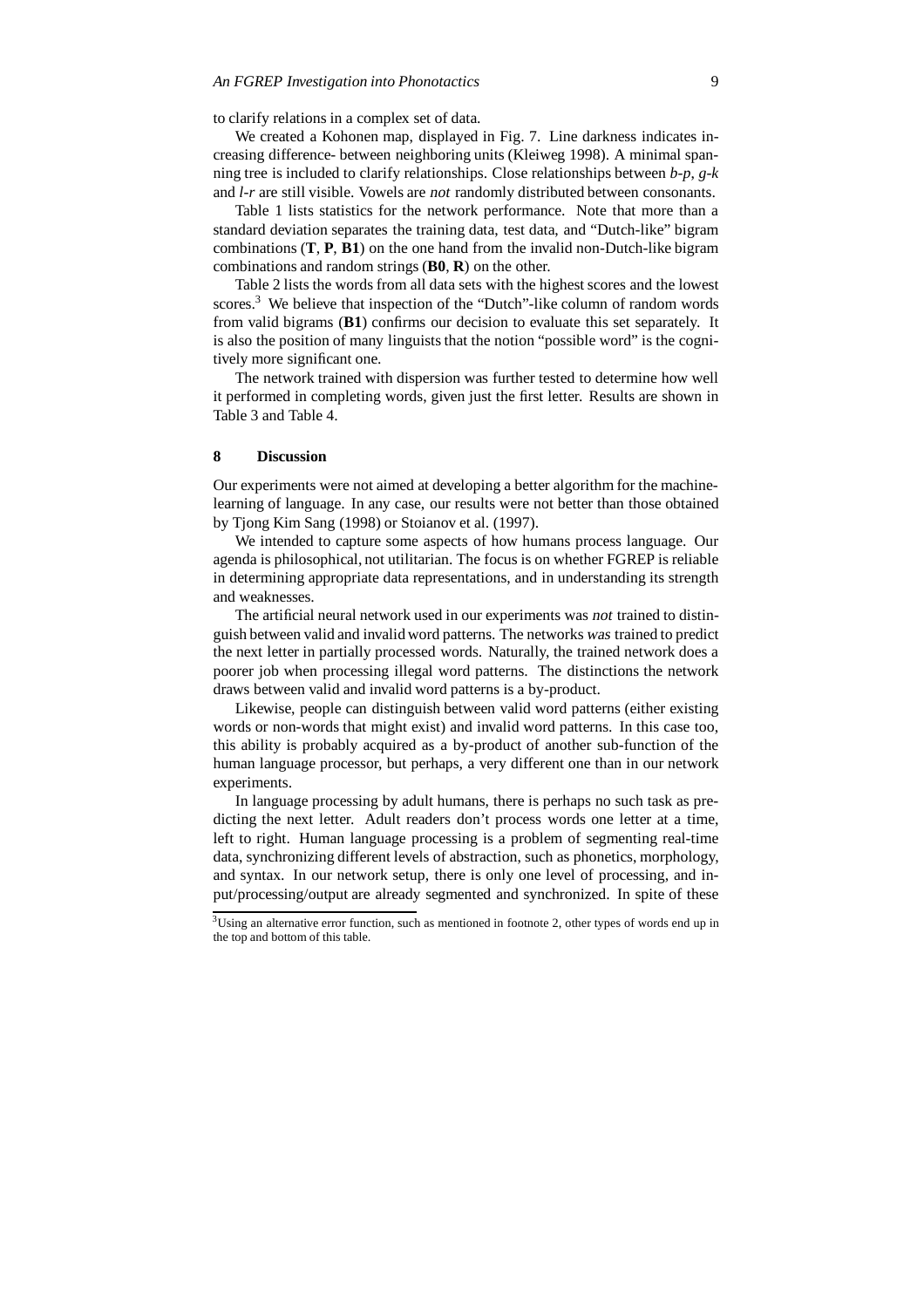to clarify relations in a complex set of data.

We created a Kohonen map, displayed in Fig. 7. Line darkness indicates increasing difference- between neighboring units (Kleiweg 1998). A minimal spanning tree is included to clarify relationships. Close relationships between *b*-*p*, *g*-*k* and *l*-*r* are still visible. Vowels are *not* randomly distributed between consonants.

Table 1 lists statistics for the network performance. Note that more than a standard deviation separates the training data, test data, and "Dutch-like" bigram combinations (**T**, **P**, **B1**) on the one hand from the invalid non-Dutch-like bigram combinations and random strings (**B0**, **R**) on the other.

Table 2 lists the words from all data sets with the highest scores and the lowest scores.[3] We believe that inspection of the "Dutch"-like column of random words from valid bigrams (**B1**) confirms our decision to evaluate this set separately. It is also the position of many linguists that the notion "possible word" is the cognitively more significant one.

The network trained with dispersion was further tested to determine how well it performed in completing words, given just the first letter. Results are shown in Table 3 and Table 4.

## 8 Discussion

Our experiments were not aimed at developing a better algorithm for the machine-learning of language. In any case, our results were not better than those obtained by Tjong Kim Sang (1998) or Stoianov et al. (1997).

We intended to capture some aspects of how humans process language. Our agenda is philosophical, not utilitarian. The focus is on whether FGREP is reliable in determining appropriate data representations, and in understanding its strength and weaknesses.

The artificial neural network used in our experiments was *not* trained to distinguish between valid and invalid word patterns. The networks *was* trained to predict the next letter in partially processed words. Naturally, the trained network does a poorer job when processing illegal word patterns. The distinctions the network draws between valid and invalid word patterns is a by-product.

Likewise, people can distinguish between valid word patterns (either existing words or non-words that might exist) and invalid word patterns. In this case too, this ability is probably acquired as a by-product of another sub-function of the human language processor, but perhaps, a very different one than in our network experiments.

In language processing by adult humans, there is perhaps no such task as predicting the next letter. Adult readers don't process words one letter at a time, left to right. Human language processing is a problem of segmenting real-time data, synchronizing different levels of abstraction, such as phonetics, morphology, and syntax. In our network setup, there is only one level of processing, and input/processing/output are already segmented and synchronized. In spite of these

[3] Using an alternative error function, such as mentioned in footnote 2, other types of words end up in the top and bottom of this table.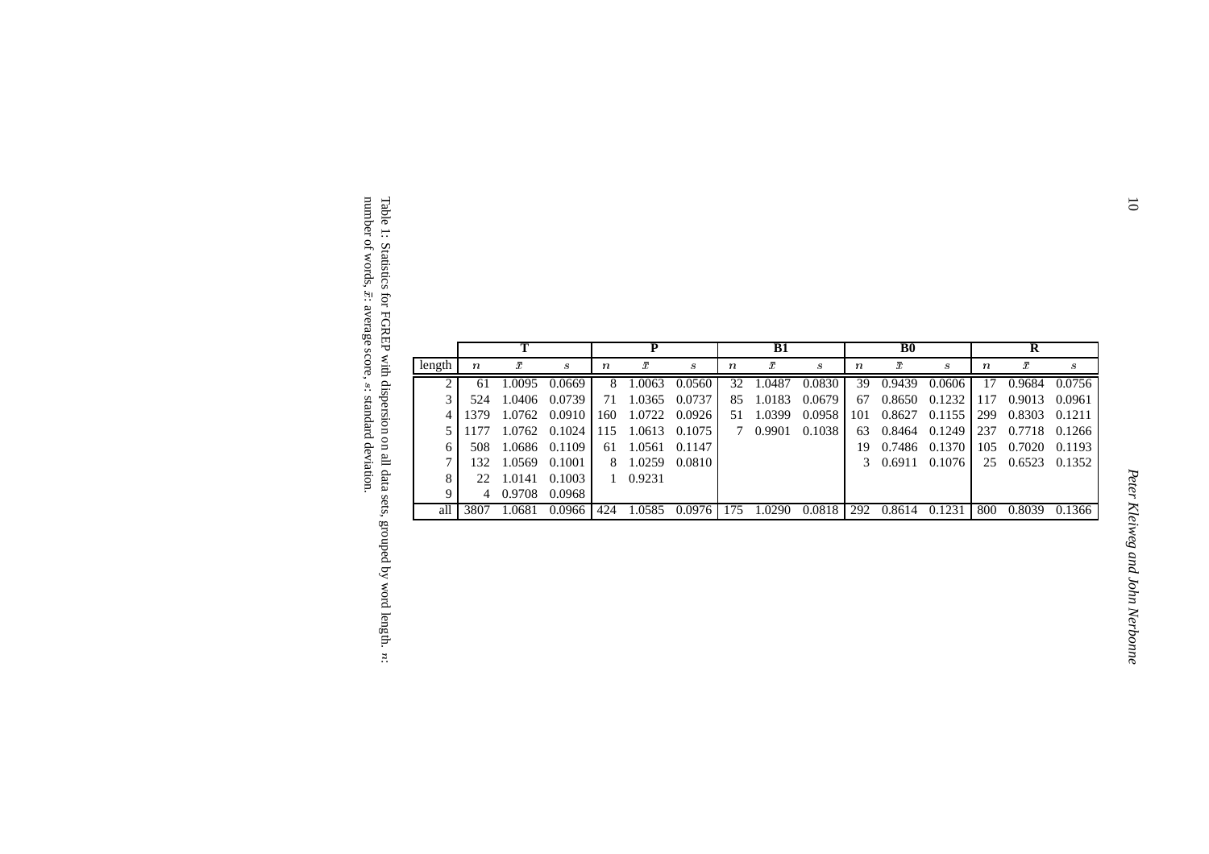| length | **T** | | | **P** | | | **B1** | | | **B0** | | | **R** | | |
|---|---|---|---|---|---|---|---|---|---|---|---|---|---|---|---|
| | $n$ | $\bar{x}$ | $s$ | $n$ | $\bar{x}$ | $s$ | $n$ | $\bar{x}$ | $s$ | $n$ | $\bar{x}$ | $s$ | $n$ | $\bar{x}$ | $s$ |
| 2 | 61 | 1.0095 | 0.0669 | 8 | 1.0063 | 0.0560 | 32 | 1.0487 | 0.0830 | 39 | 0.9439 | 0.0606 | 17 | 0.9684 | 0.0756 |
| 3 | 524 | 1.0406 | 0.0739 | 71 | 1.0365 | 0.0737 | 85 | 1.0183 | 0.0679 | 67 | 0.8650 | 0.1232 | 117 | 0.9013 | 0.0961 |
| 4 | 1379 | 1.0762 | 0.0910 | 160 | 1.0722 | 0.0926 | 51 | 1.0399 | 0.0958 | 101 | 0.8627 | 0.1155 | 299 | 0.8303 | 0.1211 |
| 5 | 1177 | 1.0762 | 0.1024 | 115 | 1.0613 | 0.1075 | 7 | 0.9901 | 0.1038 | 63 | 0.8464 | 0.1249 | 237 | 0.7718 | 0.1266 |
| 6 | 508 | 1.0686 | 0.1109 | 61 | 1.0561 | 0.1147 | | | | 19 | 0.7486 | 0.1370 | 105 | 0.7020 | 0.1193 |
| 7 | 132 | 1.0569 | 0.1001 | 8 | 1.0259 | 0.0810 | | | | 3 | 0.6911 | 0.1076 | 25 | 0.6523 | 0.1352 |
| 8 | 22 | 1.0141 | 0.1003 | 1 | 0.9231 | | | | | | | | | | |
| 9 | 4 | 0.9708 | 0.0968 | | | | | | | | | | | | |
| all | 3807 | 1.0681 | 0.0966 | 424 | 1.0585 | 0.0976 | 175 | 1.0290 | 0.0818 | 292 | 0.8614 | 0.1231 | 800 | 0.8039 | 0.1366 |

Table 1: Statistics for FGREP with dispersion on all data sets, grouped by word length. $n$: number of words, $\bar{x}$: average score, $s$: standard deviation.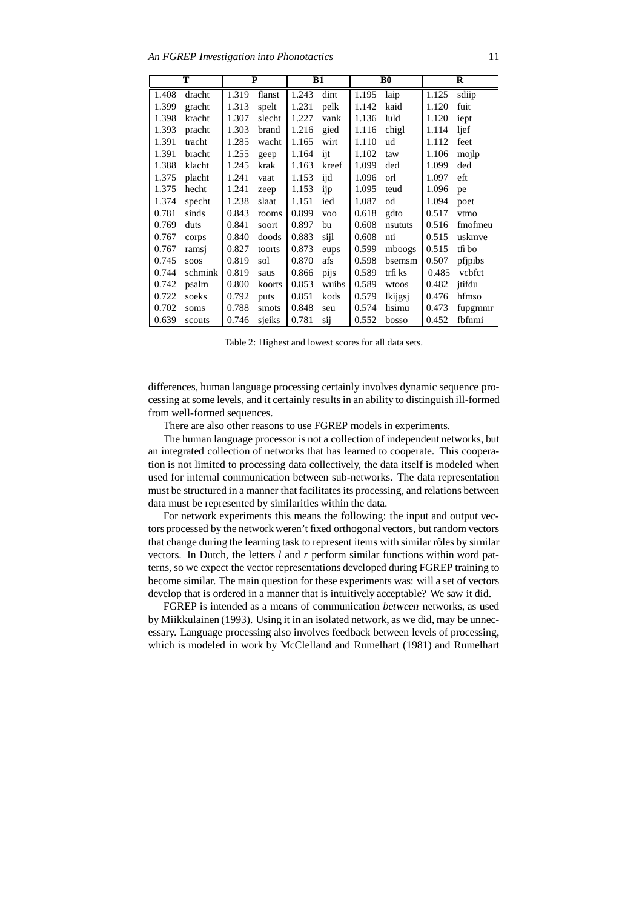| T | | P | | B1 | | B0 | | R | |
|---|---|---|---|---|---|---|---|---|---|
| 1.408 | dracht | 1.319 | flanst | 1.243 | dint | 1.195 | laip | 1.125 | sdiip |
| 1.399 | gracht | 1.313 | spelt | 1.231 | pelk | 1.142 | kaid | 1.120 | fuit |
| 1.398 | kracht | 1.307 | slecht | 1.227 | vank | 1.136 | luld | 1.120 | iept |
| 1.393 | pracht | 1.303 | brand | 1.216 | gied | 1.116 | chigl | 1.114 | ljef |
| 1.391 | tracht | 1.285 | wacht | 1.165 | wirt | 1.110 | ud | 1.112 | feet |
| 1.391 | bracht | 1.255 | geep | 1.164 | ijt | 1.102 | taw | 1.106 | mojlp |
| 1.388 | klacht | 1.245 | krak | 1.163 | kreef | 1.099 | ded | 1.099 | ded |
| 1.375 | placht | 1.241 | vaat | 1.153 | ijd | 1.096 | orl | 1.097 | eft |
| 1.375 | hecht | 1.241 | zeep | 1.153 | ijp | 1.095 | teud | 1.096 | pe |
| 1.374 | specht | 1.238 | slaat | 1.151 | ied | 1.087 | od | 1.094 | poet |
| 0.781 | sinds | 0.843 | rooms | 0.899 | voo | 0.618 | gdto | 0.517 | vtmo |
| 0.769 | duts | 0.841 | soort | 0.897 | bu | 0.608 | nsututs | 0.516 | fmofmeu |
| 0.767 | corps | 0.840 | doods | 0.883 | sijl | 0.608 | nti | 0.515 | uskmve |
| 0.767 | ramsj | 0.827 | toorts | 0.873 | eups | 0.599 | mboogs | 0.515 | tfi bo |
| 0.745 | soos | 0.819 | sol | 0.870 | afs | 0.598 | bsemsm | 0.507 | pfjpibs |
| 0.744 | schmink | 0.819 | saus | 0.866 | pijs | 0.589 | trfi ks | 0.485 | vcbfct |
| 0.742 | psalm | 0.800 | koorts | 0.853 | wuibs | 0.589 | wtoos | 0.482 | jtifdu |
| 0.722 | soeks | 0.792 | puts | 0.851 | kods | 0.579 | lkijgsj | 0.476 | hfmso |
| 0.702 | soms | 0.788 | smots | 0.848 | seu | 0.574 | lisimu | 0.473 | fupgmmr |
| 0.639 | scouts | 0.746 | sjeiks | 0.781 | sij | 0.552 | bosso | 0.452 | fbfnmi |

Table 2: Highest and lowest scores for all data sets.

differences, human language processing certainly involves dynamic sequence processing at some levels, and it certainly results in an ability to distinguish ill-formed from well-formed sequences.

There are also other reasons to use FGREP models in experiments.

The human language processor is not a collection of independent networks, but an integrated collection of networks that has learned to cooperate. This cooperation is not limited to processing data collectively, the data itself is modeled when used for internal communication between sub-networks. The data representation must be structured in a manner that facilitates its processing, and relations between data must be represented by similarities within the data.

For network experiments this means the following: the input and output vectors processed by the network weren't fixed orthogonal vectors, but random vectors that change during the learning task to represent items with similar rôles by similar vectors. In Dutch, the letters *l* and *r* perform similar functions within word patterns, so we expect the vector representations developed during FGREP training to become similar. The main question for these experiments was: will a set of vectors develop that is ordered in a manner that is intuitively acceptable? We saw it did.

FGREP is intended as a means of communication *between* networks, as used by Miikkulainen (1993). Using it in an isolated network, as we did, may be unnecessary. Language processing also involves feedback between levels of processing, which is modeled in work by McClelland and Rumelhart (1981) and Rumelhart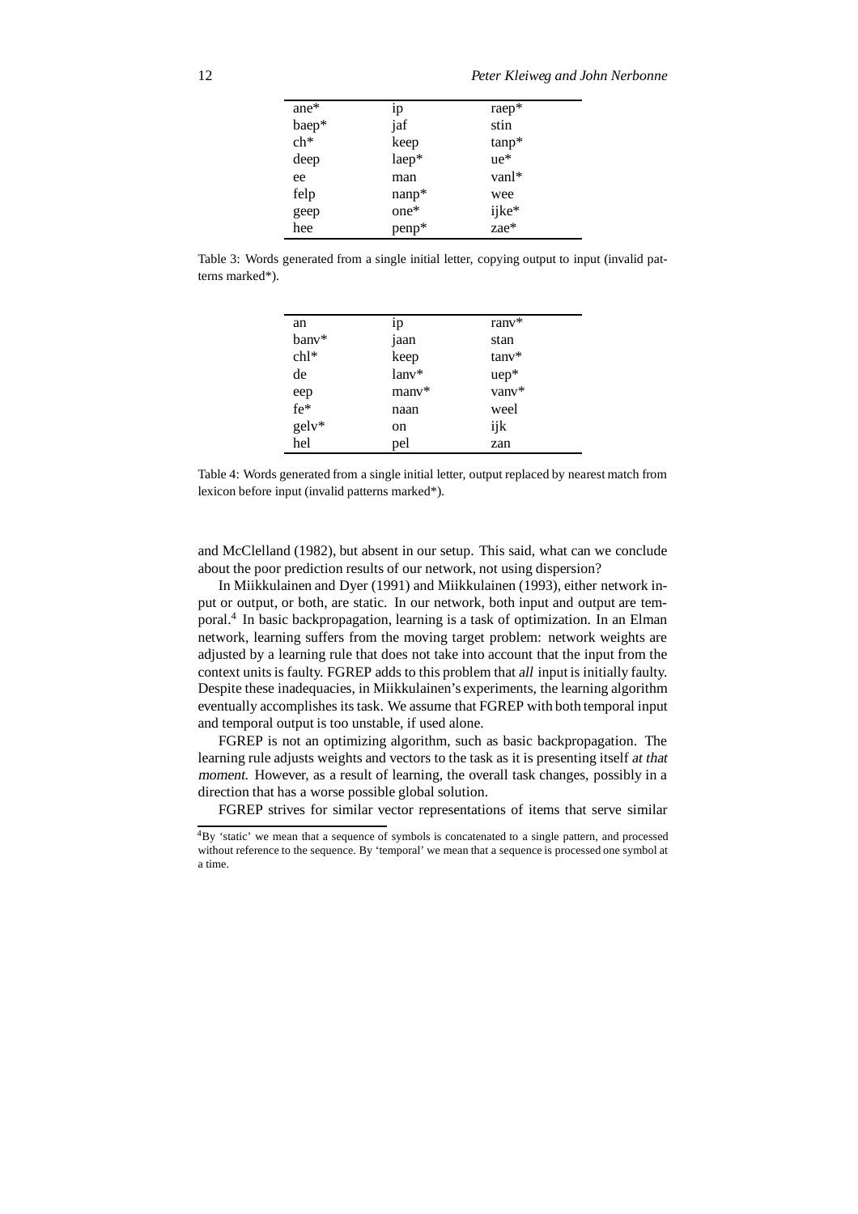| | | |
|---|---|---|
| ane* | ip | raep* |
| baep* | jaf | stin |
| ch* | keep | tanp* |
| deep | laep* | ue* |
| ee | man | vanl* |
| felp | nanp* | wee |
| geep | one* | ijke* |
| hee | penp* | zae* |

Table 3: Words generated from a single initial letter, copying output to input (invalid patterns marked*).

| | | |
|---|---|---|
| an | ip | ranv* |
| banv* | jaan | stan |
| chl* | keep | tanv* |
| de | lanv* | uep* |
| eep | manv* | vanv* |
| fe* | naan | weel |
| gelv* | on | ijk |
| hel | pel | zan |

Table 4: Words generated from a single initial letter, output replaced by nearest match from lexicon before input (invalid patterns marked*).

and McClelland (1982), but absent in our setup. This said, what can we conclude about the poor prediction results of our network, not using dispersion?

In Miikkulainen and Dyer (1991) and Miikkulainen (1993), either network input or output, or both, are static. In our network, both input and output are temporal.[4] In basic backpropagation, learning is a task of optimization. In an Elman network, learning suffers from the moving target problem: network weights are adjusted by a learning rule that does not take into account that the input from the context units is faulty. FGREP adds to this problem that *all* input is initially faulty. Despite these inadequacies, in Miikkulainen's experiments, the learning algorithm eventually accomplishes its task. We assume that FGREP with both temporal input and temporal output is too unstable, if used alone.

FGREP is not an optimizing algorithm, such as basic backpropagation. The learning rule adjusts weights and vectors to the task as it is presenting itself *at that moment*. However, as a result of learning, the overall task changes, possibly in a direction that has a worse possible global solution.

FGREP strives for similar vector representations of items that serve similar

[4]By 'static' we mean that a sequence of symbols is concatenated to a single pattern, and processed without reference to the sequence. By 'temporal' we mean that a sequence is processed one symbol at a time.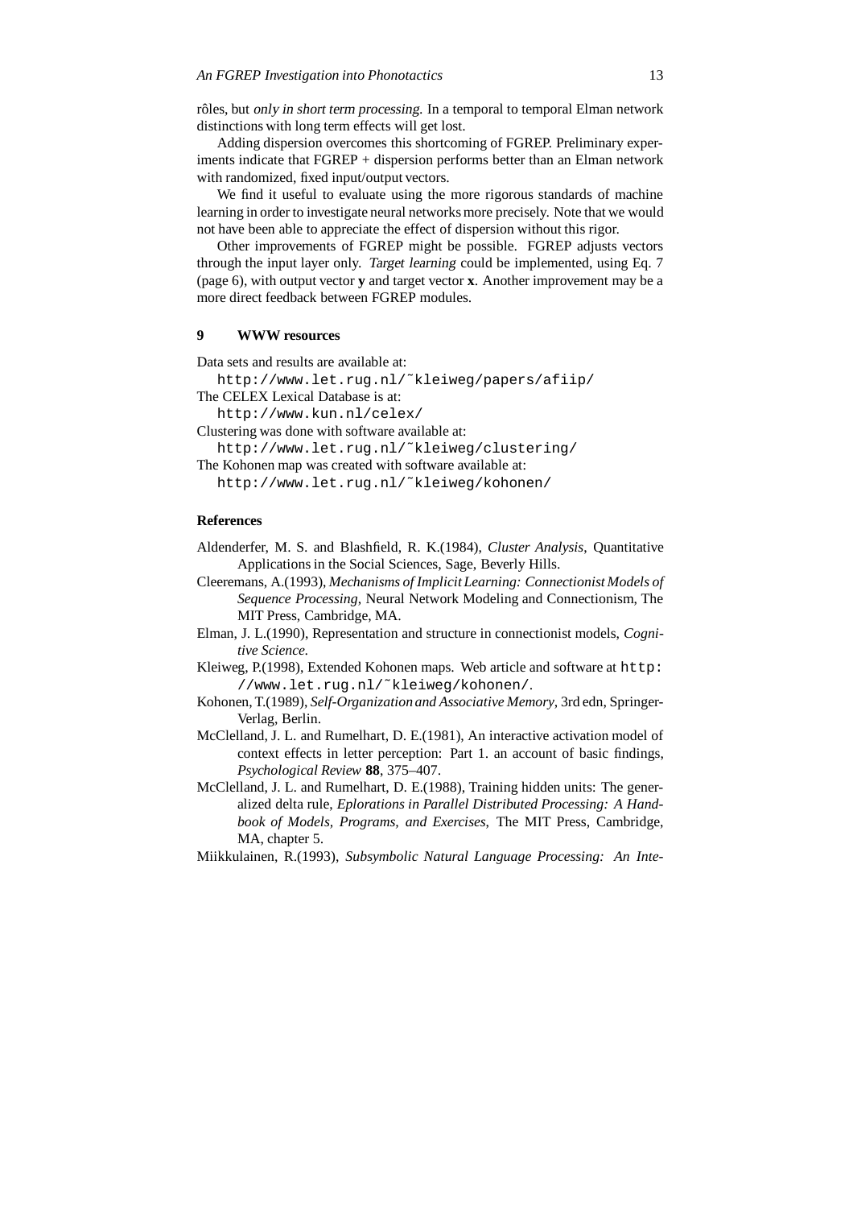rôles, but *only in short term processing.* In a temporal to temporal Elman network distinctions with long term effects will get lost.

Adding dispersion overcomes this shortcoming of FGREP. Preliminary experiments indicate that FGREP + dispersion performs better than an Elman network with randomized, fixed input/output vectors.

We find it useful to evaluate using the more rigorous standards of machine learning in order to investigate neural networks more precisely. Note that we would not have been able to appreciate the effect of dispersion without this rigor.

Other improvements of FGREP might be possible. FGREP adjusts vectors through the input layer only. *Target learning* could be implemented, using Eq. 7 (page 6), with output vector **y** and target vector **x**. Another improvement may be a more direct feedback between FGREP modules.

## 9 WWW resources

Data sets and results are available at:

`http://www.let.rug.nl/˜kleiweg/papers/afiip/`

The CELEX Lexical Database is at:

`http://www.kun.nl/celex/`

Clustering was done with software available at:

`http://www.let.rug.nl/˜kleiweg/clustering/`

The Kohonen map was created with software available at:

`http://www.let.rug.nl/˜kleiweg/kohonen/`

## References

Aldenderfer, M. S. and Blashfield, R. K.(1984), *Cluster Analysis*, Quantitative Applications in the Social Sciences, Sage, Beverly Hills.

Cleeremans, A.(1993), *Mechanisms of Implicit Learning: Connectionist Models of Sequence Processing*, Neural Network Modeling and Connectionism, The MIT Press, Cambridge, MA.

Elman, J. L.(1990), Representation and structure in connectionist models, *Cognitive Science*.

Kleiweg, P.(1998), Extended Kohonen maps. Web article and software at `http://www.let.rug.nl/˜kleiweg/kohonen/`.

Kohonen, T.(1989), *Self-Organization and Associative Memory*, 3rd edn, Springer-Verlag, Berlin.

McClelland, J. L. and Rumelhart, D. E.(1981), An interactive activation model of context effects in letter perception: Part 1. an account of basic findings, *Psychological Review* **88**, 375–407.

McClelland, J. L. and Rumelhart, D. E.(1988), Training hidden units: The generalized delta rule, *Eplorations in Parallel Distributed Processing: A Handbook of Models, Programs, and Exercises*, The MIT Press, Cambridge, MA, chapter 5.

Miikkulainen, R.(1993), *Subsymbolic Natural Language Processing: An Inte-*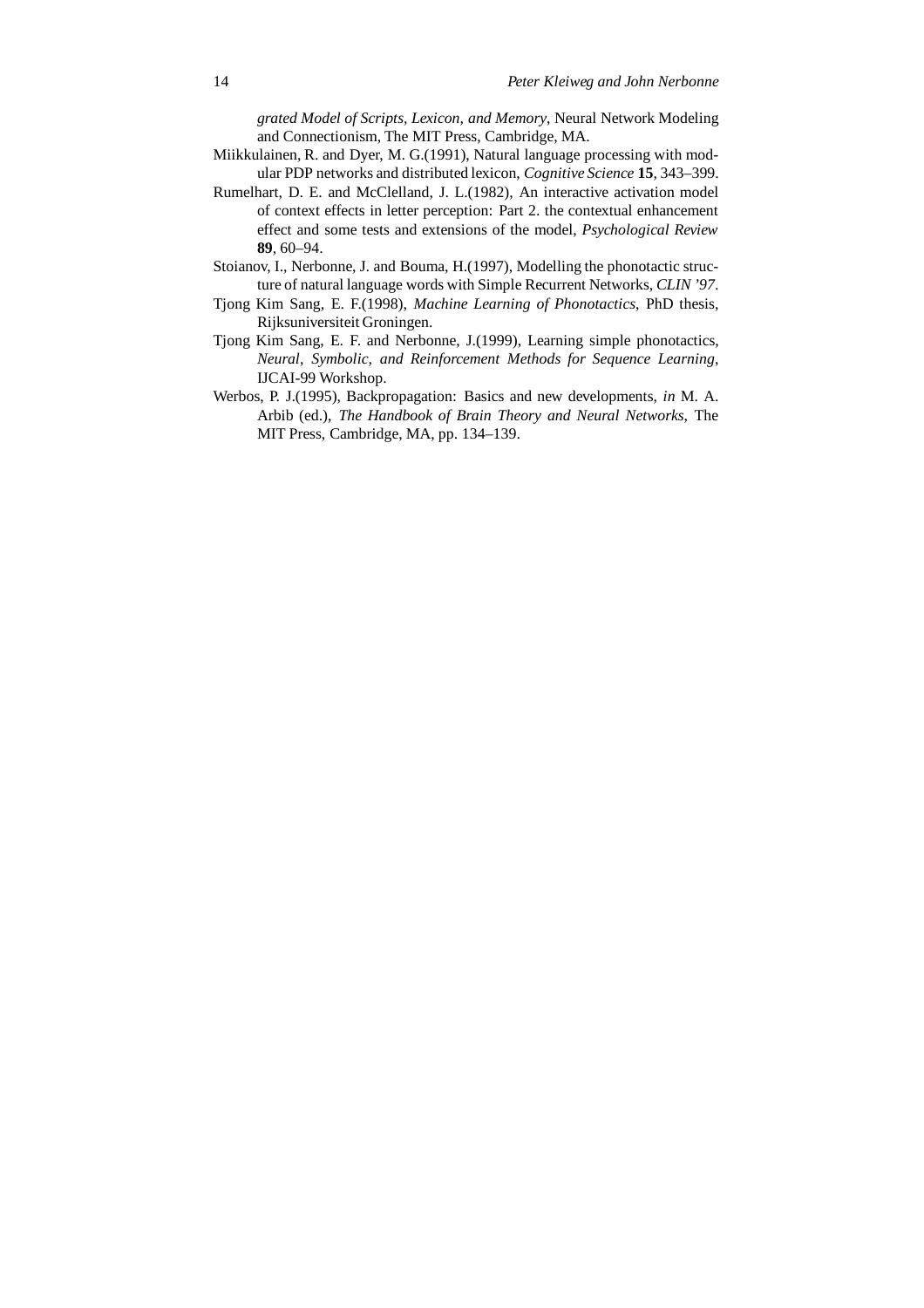*grated Model of Scripts, Lexicon, and Memory*, Neural Network Modeling and Connectionism, The MIT Press, Cambridge, MA.

Miikkulainen, R. and Dyer, M. G.(1991), Natural language processing with modular PDP networks and distributed lexicon, *Cognitive Science* **15**, 343–399.

Rumelhart, D. E. and McClelland, J. L.(1982), An interactive activation model of context effects in letter perception: Part 2. the contextual enhancement effect and some tests and extensions of the model, *Psychological Review* **89**, 60–94.

Stoianov, I., Nerbonne, J. and Bouma, H.(1997), Modelling the phonotactic structure of natural language words with Simple Recurrent Networks, *CLIN '97*.

Tjong Kim Sang, E. F.(1998), *Machine Learning of Phonotactics*, PhD thesis, Rijksuniversiteit Groningen.

Tjong Kim Sang, E. F. and Nerbonne, J.(1999), Learning simple phonotactics, *Neural, Symbolic, and Reinforcement Methods for Sequence Learning*, IJCAI-99 Workshop.

Werbos, P. J.(1995), Backpropagation: Basics and new developments, *in* M. A. Arbib (ed.), *The Handbook of Brain Theory and Neural Networks*, The MIT Press, Cambridge, MA, pp. 134–139.